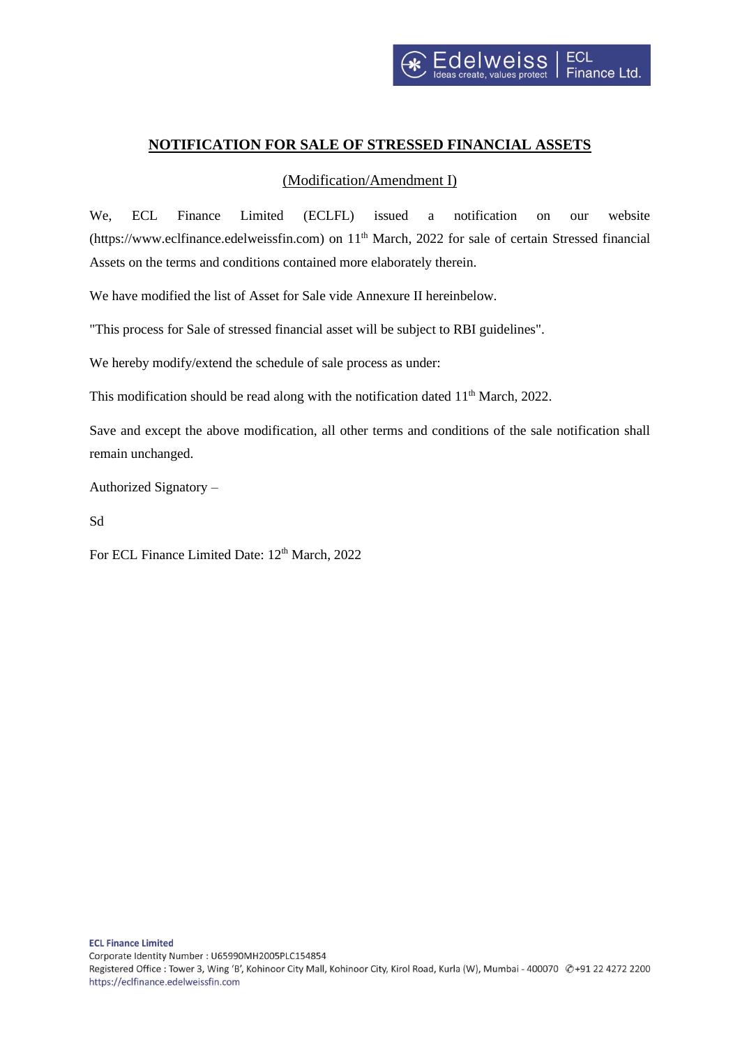# NOTIFICATION FOR SALE OF STRESSED FINANCIAL ASSETS

(Modification/Amendment I)

We, ECL Finance Limited (ECLFL) issued a notification on our website (https://www.eclfinance.edelweissfin.com) on 11th March, 2022 for sale of certain Stressed financial Assets on the terms and conditions contained more elaborately therein.

We have modified the list of Asset for Sale vide Annexure II hereinbelow.

"This process for Sale of stressed financial asset will be subject to RBI guidelines".

We hereby modify/extend the schedule of sale process as under:

This modification should be read along with the notification dated 11th March, 2022.

Save and except the above modification, all other terms and conditions of the sale notification shall remain unchanged.

Authorized Signatory –

Sd

For ECL Finance Limited Date: 12th March, 2022

**ECL Finance Limited**
Corporate Identity Number : U65990MH2005PLC154854
Registered Office : Tower 3, Wing 'B', Kohinoor City Mall, Kohinoor City, Kirol Road, Kurla (W), Mumbai - 400070 ✆+91 22 4272 2200
https://eclfinance.edelweissfin.com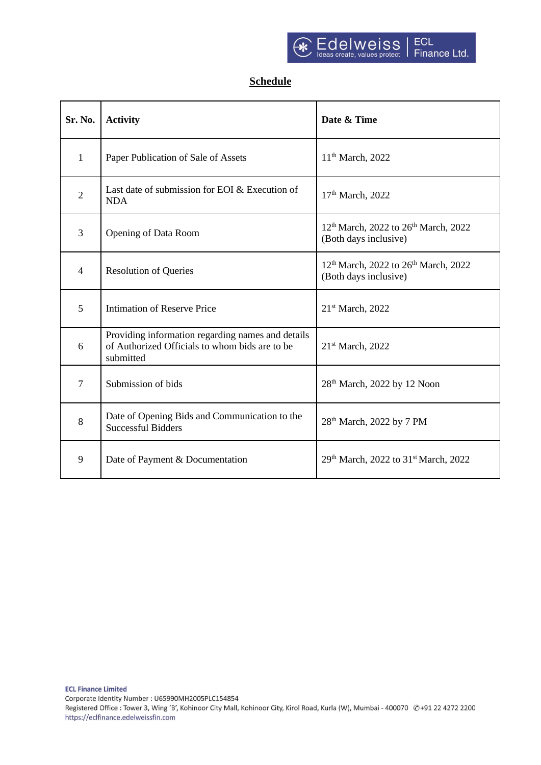## Schedule

| Sr. No. | Activity | Date & Time |
|---|---|---|
| 1 | Paper Publication of Sale of Assets | 11th March, 2022 |
| 2 | Last date of submission for EOI & Execution of NDA | 17th March, 2022 |
| 3 | Opening of Data Room | 12th March, 2022 to 26th March, 2022 (Both days inclusive) |
| 4 | Resolution of Queries | 12th March, 2022 to 26th March, 2022 (Both days inclusive) |
| 5 | Intimation of Reserve Price | 21st March, 2022 |
| 6 | Providing information regarding names and details of Authorized Officials to whom bids are to be submitted | 21st March, 2022 |
| 7 | Submission of bids | 28th March, 2022 by 12 Noon |
| 8 | Date of Opening Bids and Communication to the Successful Bidders | 28th March, 2022 by 7 PM |
| 9 | Date of Payment & Documentation | 29th March, 2022 to 31st March, 2022 |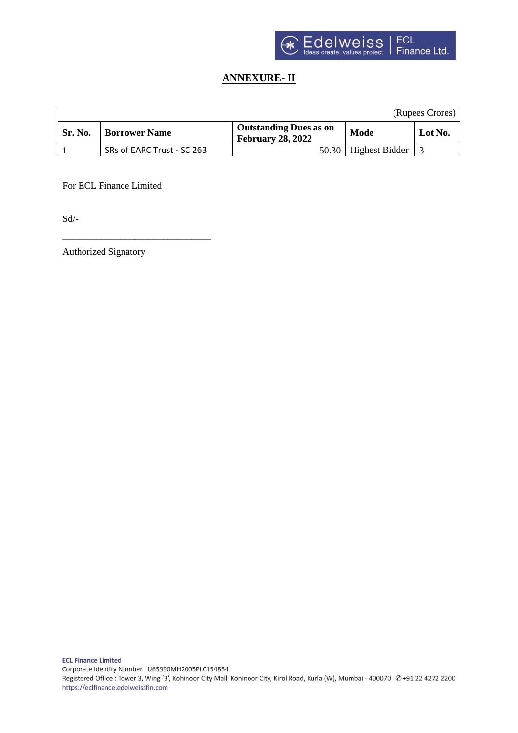## ANNEXURE- II

| (Rupees Crores) | | | | |
|---|---|---|---|---|
| **Sr. No.** | **Borrower Name** | **Outstanding Dues as on February 28, 2022** | **Mode** | **Lot No.** |
| 1 | SRs of EARC Trust - SC 263 | 50.30 | Highest Bidder | 3 |

For ECL Finance Limited

Sd/-

________________________________

Authorized Signatory